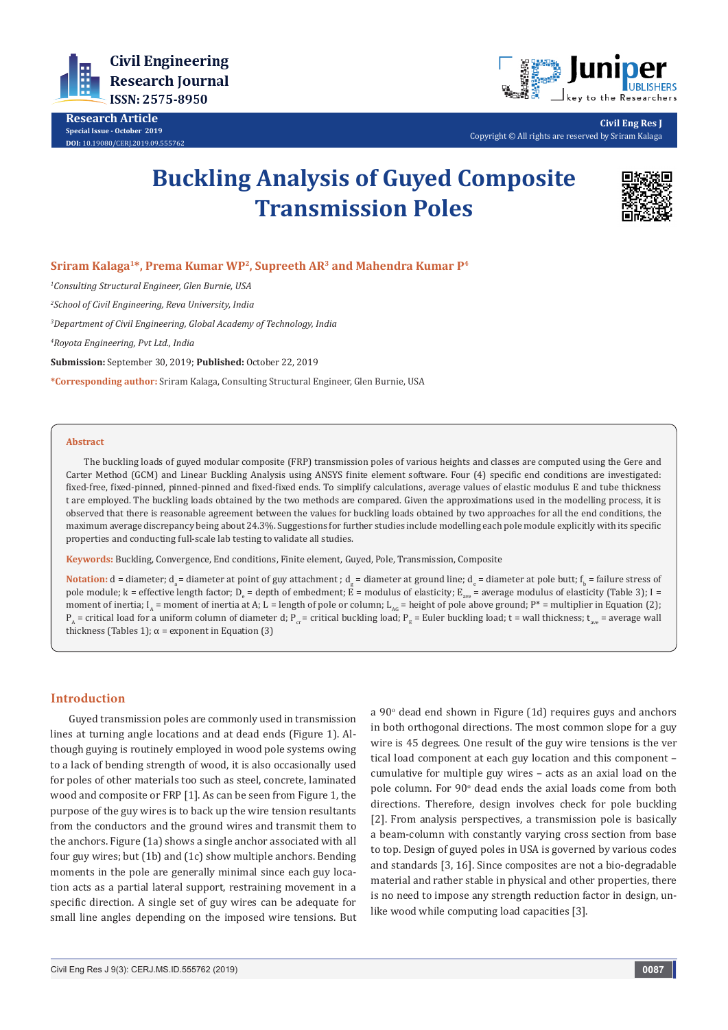# Buckling Analysis of Guyed Composite Transmission Poles

**Sriram Kalaga[1]*, Prema Kumar WP[2], Supreeth AR[3] and Mahendra Kumar P[4]**

[1]*Consulting Structural Engineer, Glen Burnie, USA*

[2]*School of Civil Engineering, Reva University, India*

[3]*Department of Civil Engineering, Global Academy of Technology, India*

[4]*Royota Engineering, Pvt Ltd., India*

**Submission:** September 30, 2019; **Published:** October 22, 2019

***Corresponding author:** Sriram Kalaga, Consulting Structural Engineer, Glen Burnie, USA

## Abstract

The buckling loads of guyed modular composite (FRP) transmission poles of various heights and classes are computed using the Gere and Carter Method (GCM) and Linear Buckling Analysis using ANSYS finite element software. Four (4) specific end conditions are investigated: fixed-free, fixed-pinned, pinned-pinned and fixed-fixed ends. To simplify calculations, average values of elastic modulus E and tube thickness t are employed. The buckling loads obtained by the two methods are compared. Given the approximations used in the modelling process, it is observed that there is reasonable agreement between the values for buckling loads obtained by two approaches for all the end conditions, the maximum average discrepancy being about 24.3%. Suggestions for further studies include modelling each pole module explicitly with its specific properties and conducting full-scale lab testing to validate all studies.

**Keywords:** Buckling, Convergence, End conditions, Finite element, Guyed, Pole, Transmission, Composite

**Notation:** $d$ = diameter; $d_a$ = diameter at point of guy attachment ; $d_g$ = diameter at ground line; $d_e$ = diameter at pole butt; $f_b$ = failure stress of pole module; $k$ = effective length factor; $D_e$ = depth of embedment; $E$ = modulus of elasticity; $E_{ave}$ = average modulus of elasticity (Table 3); $I$ = moment of inertia; $I_A$ = moment of inertia at A; $L$ = length of pole or column; $L_{AG}$ = height of pole above ground; $P^*$ = multiplier in Equation (2); $P_A$ = critical load for a uniform column of diameter d; $P_{cr}$ = critical buckling load; $P_E$ = Euler buckling load; $t$ = wall thickness; $t_{ave}$ = average wall thickness (Tables 1); $\alpha$ = exponent in Equation (3)

## Introduction

Guyed transmission poles are commonly used in transmission lines at turning angle locations and at dead ends (Figure 1). Although guying is routinely employed in wood pole systems owing to a lack of bending strength of wood, it is also occasionally used for poles of other materials too such as steel, concrete, laminated wood and composite or FRP [1]. As can be seen from Figure 1, the purpose of the guy wires is to back up the wire tension resultants from the conductors and the ground wires and transmit them to the anchors. Figure (1a) shows a single anchor associated with all four guy wires; but (1b) and (1c) show multiple anchors. Bending moments in the pole are generally minimal since each guy location acts as a partial lateral support, restraining movement in a specific direction. A single set of guy wires can be adequate for small line angles depending on the imposed wire tensions. But a 90° dead end shown in Figure (1d) requires guys and anchors in both orthogonal directions. The most common slope for a guy wire is 45 degrees. One result of the guy wire tensions is the vertical load component at each guy location and this component – cumulative for multiple guy wires – acts as an axial load on the pole column. For 90° dead ends the axial loads come from both directions. Therefore, design involves check for pole buckling [2]. From analysis perspectives, a transmission pole is basically a beam-column with constantly varying cross section from base to top. Design of guyed poles in USA is governed by various codes and standards [3, 16]. Since composites are not a bio-degradable material and rather stable in physical and other properties, there is no need to impose any strength reduction factor in design, unlike wood while computing load capacities [3].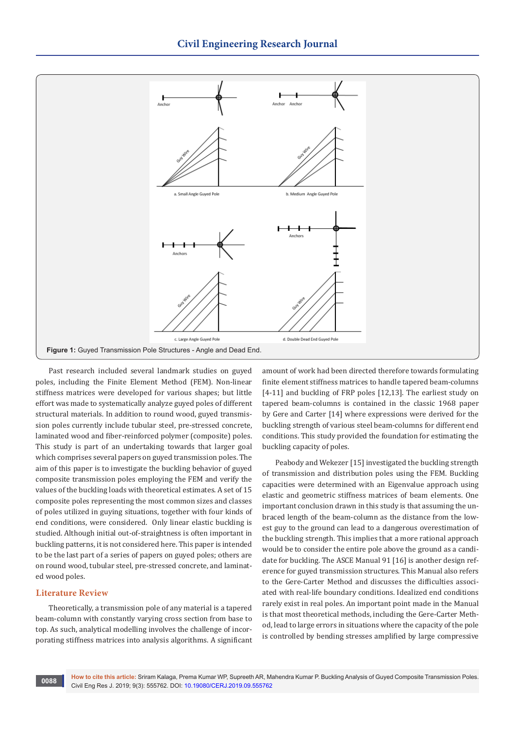**Figure 1:** Guyed Transmission Pole Structures - Angle and Dead End.

Past research included several landmark studies on guyed poles, including the Finite Element Method (FEM). Non-linear stiffness matrices were developed for various shapes; but little effort was made to systematically analyze guyed poles of different structural materials. In addition to round wood, guyed transmission poles currently include tubular steel, pre-stressed concrete, laminated wood and fiber-reinforced polymer (composite) poles. This study is part of an undertaking towards that larger goal which comprises several papers on guyed transmission poles. The aim of this paper is to investigate the buckling behavior of guyed composite transmission poles employing the FEM and verify the values of the buckling loads with theoretical estimates. A set of 15 composite poles representing the most common sizes and classes of poles utilized in guying situations, together with four kinds of end conditions, were considered. Only linear elastic buckling is studied. Although initial out-of-straightness is often important in buckling patterns, it is not considered here. This paper is intended to be the last part of a series of papers on guyed poles; others are on round wood, tubular steel, pre-stressed concrete, and laminated wood poles.

## Literature Review

Theoretically, a transmission pole of any material is a tapered beam-column with constantly varying cross section from base to top. As such, analytical modelling involves the challenge of incorporating stiffness matrices into analysis algorithms. A significant amount of work had been directed therefore towards formulating finite element stiffness matrices to handle tapered beam-columns [4-11] and buckling of FRP poles [12,13]. The earliest study on tapered beam-columns is contained in the classic 1968 paper by Gere and Carter [14] where expressions were derived for the buckling strength of various steel beam-columns for different end conditions. This study provided the foundation for estimating the buckling capacity of poles.

Peabody and Wekezer [15] investigated the buckling strength of transmission and distribution poles using the FEM. Buckling capacities were determined with an Eigenvalue approach using elastic and geometric stiffness matrices of beam elements. One important conclusion drawn in this study is that assuming the unbraced length of the beam-column as the distance from the lowest guy to the ground can lead to a dangerous overestimation of the buckling strength. This implies that a more rational approach would be to consider the entire pole above the ground as a candidate for buckling. The ASCE Manual 91 [16] is another design reference for guyed transmission structures. This Manual also refers to the Gere-Carter Method and discusses the difficulties associated with real-life boundary conditions. Idealized end conditions rarely exist in real poles. An important point made in the Manual is that most theoretical methods, including the Gere-Carter Method, lead to large errors in situations where the capacity of the pole is controlled by bending stresses amplified by large compressive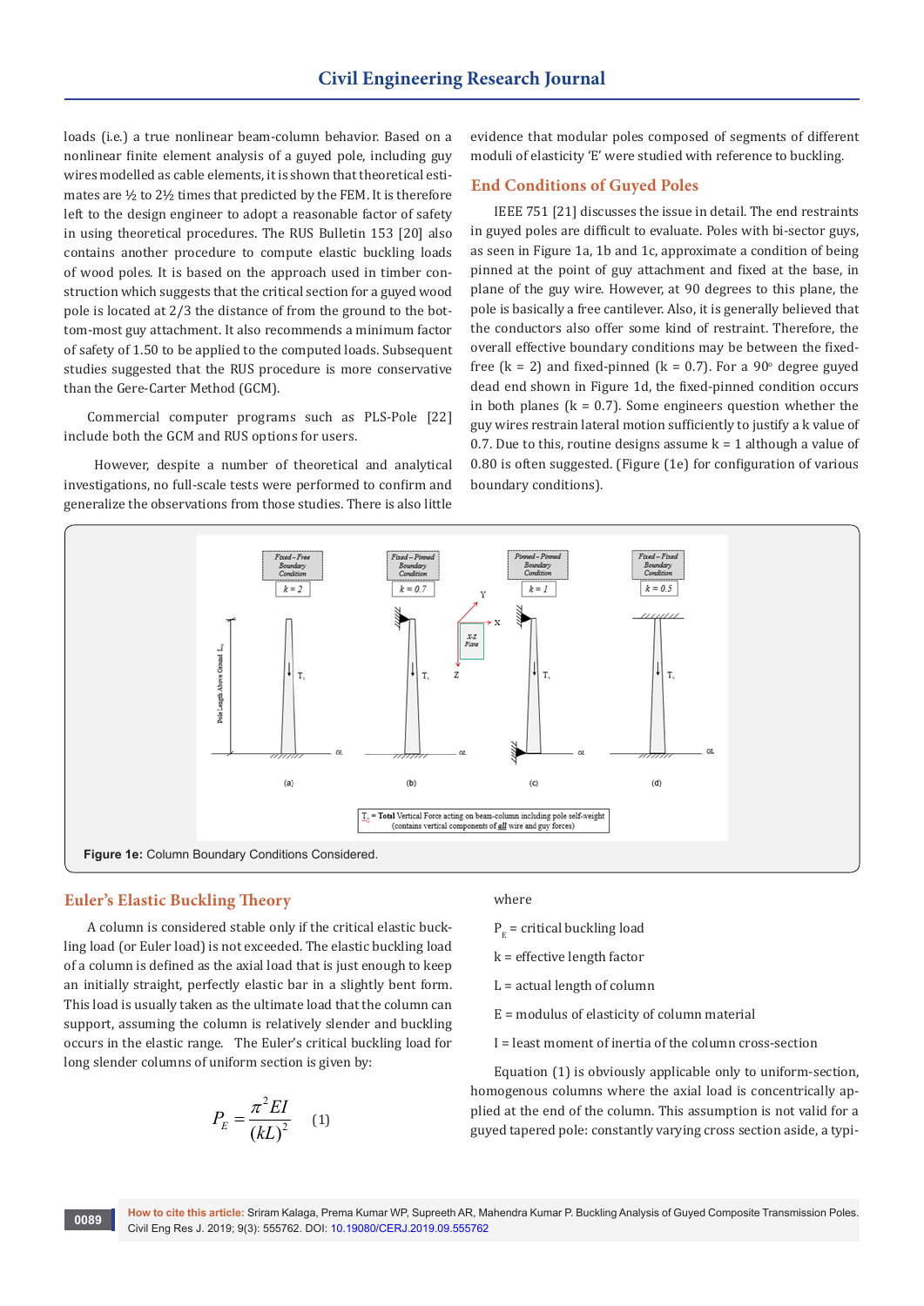loads (i.e.) a true nonlinear beam-column behavior. Based on a nonlinear finite element analysis of a guyed pole, including guy wires modelled as cable elements, it is shown that theoretical estimates are ½ to 2½ times that predicted by the FEM. It is therefore left to the design engineer to adopt a reasonable factor of safety in using theoretical procedures. The RUS Bulletin 153 [20] also contains another procedure to compute elastic buckling loads of wood poles. It is based on the approach used in timber construction which suggests that the critical section for a guyed wood pole is located at 2/3 the distance of from the ground to the bottom-most guy attachment. It also recommends a minimum factor of safety of 1.50 to be applied to the computed loads. Subsequent studies suggested that the RUS procedure is more conservative than the Gere-Carter Method (GCM).

Commercial computer programs such as PLS-Pole [22] include both the GCM and RUS options for users.

However, despite a number of theoretical and analytical investigations, no full-scale tests were performed to confirm and generalize the observations from those studies. There is also little evidence that modular poles composed of segments of different moduli of elasticity 'E' were studied with reference to buckling.

## End Conditions of Guyed Poles

IEEE 751 [21] discusses the issue in detail. The end restraints in guyed poles are difficult to evaluate. Poles with bi-sector guys, as seen in Figure 1a, 1b and 1c, approximate a condition of being pinned at the point of guy attachment and fixed at the base, in plane of the guy wire. However, at 90 degrees to this plane, the pole is basically a free cantilever. Also, it is generally believed that the conductors also offer some kind of restraint. Therefore, the overall effective boundary conditions may be between the fixed-free ($k = 2$) and fixed-pinned ($k = 0.7$). For a 90° degree guyed dead end shown in Figure 1d, the fixed-pinned condition occurs in both planes ($k = 0.7$). Some engineers question whether the guy wires restrain lateral motion sufficiently to justify a k value of 0.7. Due to this, routine designs assume $k = 1$ although a value of 0.80 is often suggested. (Figure (1e) for configuration of various boundary conditions).

**Figure 1e:** Column Boundary Conditions Considered.

## Euler's Elastic Buckling Theory

A column is considered stable only if the critical elastic buckling load (or Euler load) is not exceeded. The elastic buckling load of a column is defined as the axial load that is just enough to keep an initially straight, perfectly elastic bar in a slightly bent form. This load is usually taken as the ultimate load that the column can support, assuming the column is relatively slender and buckling occurs in the elastic range. The Euler's critical buckling load for long slender columns of uniform section is given by:

$$P_E = \frac{\pi^2 EI}{(kL)^2} \quad (1)$$

where

$P_E$ = critical buckling load

k = effective length factor

L = actual length of column

E = modulus of elasticity of column material

I = least moment of inertia of the column cross-section

Equation (1) is obviously applicable only to uniform-section, homogenous columns where the axial load is concentrically applied at the end of the column. This assumption is not valid for a guyed tapered pole: constantly varying cross section aside, a typi-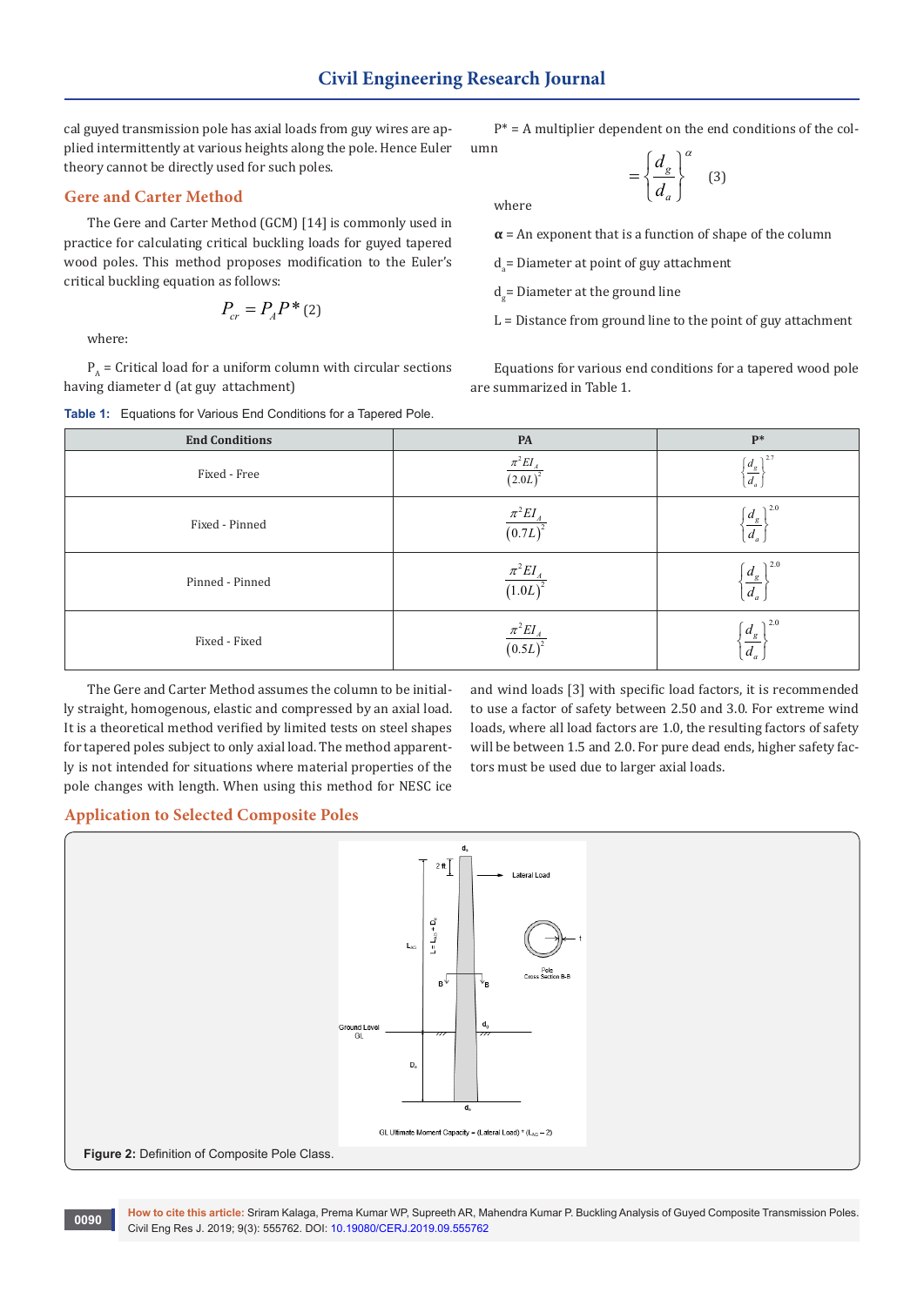cal guyed transmission pole has axial loads from guy wires are applied intermittently at various heights along the pole. Hence Euler theory cannot be directly used for such poles.

## Gere and Carter Method

The Gere and Carter Method (GCM) [14] is commonly used in practice for calculating critical buckling loads for guyed tapered wood poles. This method proposes modification to the Euler's critical buckling equation as follows:

$$P_{cr} = P_A P^* \quad (2)$$

where:

$P_A$ = Critical load for a uniform column with circular sections having diameter d (at guy attachment)

$P^*$ = A multiplier dependent on the end conditions of the column

$$= \left\{ \frac{d_g}{d_a} \right\}^{\alpha} \quad (3)$$

where

$\alpha$ = An exponent that is a function of shape of the column

$d_a$ = Diameter at point of guy attachment

$d_g$ = Diameter at the ground line

L = Distance from ground line to the point of guy attachment

Equations for various end conditions for a tapered wood pole are summarized in Table 1.

**Table 1:** Equations for Various End Conditions for a Tapered Pole.

| End Conditions | PA | P* |
|---|---|---|
| Fixed - Free | $\frac{\pi^2 EI_A}{(2.0L)^2}$ | $\left\{\frac{d_g}{d_a}\right\}^{2.7}$ |
| Fixed - Pinned | $\frac{\pi^2 EI_A}{(0.7L)^2}$ | $\left\{\frac{d_g}{d_a}\right\}^{2.0}$ |
| Pinned - Pinned | $\frac{\pi^2 EI_A}{(1.0L)^2}$ | $\left\{\frac{d_g}{d_a}\right\}^{2.0}$ |
| Fixed - Fixed | $\frac{\pi^2 EI_A}{(0.5L)^2}$ | $\left\{\frac{d_g}{d_a}\right\}^{2.0}$ |

The Gere and Carter Method assumes the column to be initially straight, homogenous, elastic and compressed by an axial load. It is a theoretical method verified by limited tests on steel shapes for tapered poles subject to only axial load. The method apparently is not intended for situations where material properties of the pole changes with length. When using this method for NESC ice and wind loads [3] with specific load factors, it is recommended to use a factor of safety between 2.50 and 3.0. For extreme wind loads, where all load factors are 1.0, the resulting factors of safety will be between 1.5 and 2.0. For pure dead ends, higher safety factors must be used due to larger axial loads.

## Application to Selected Composite Poles

**Figure 2:** Definition of Composite Pole Class.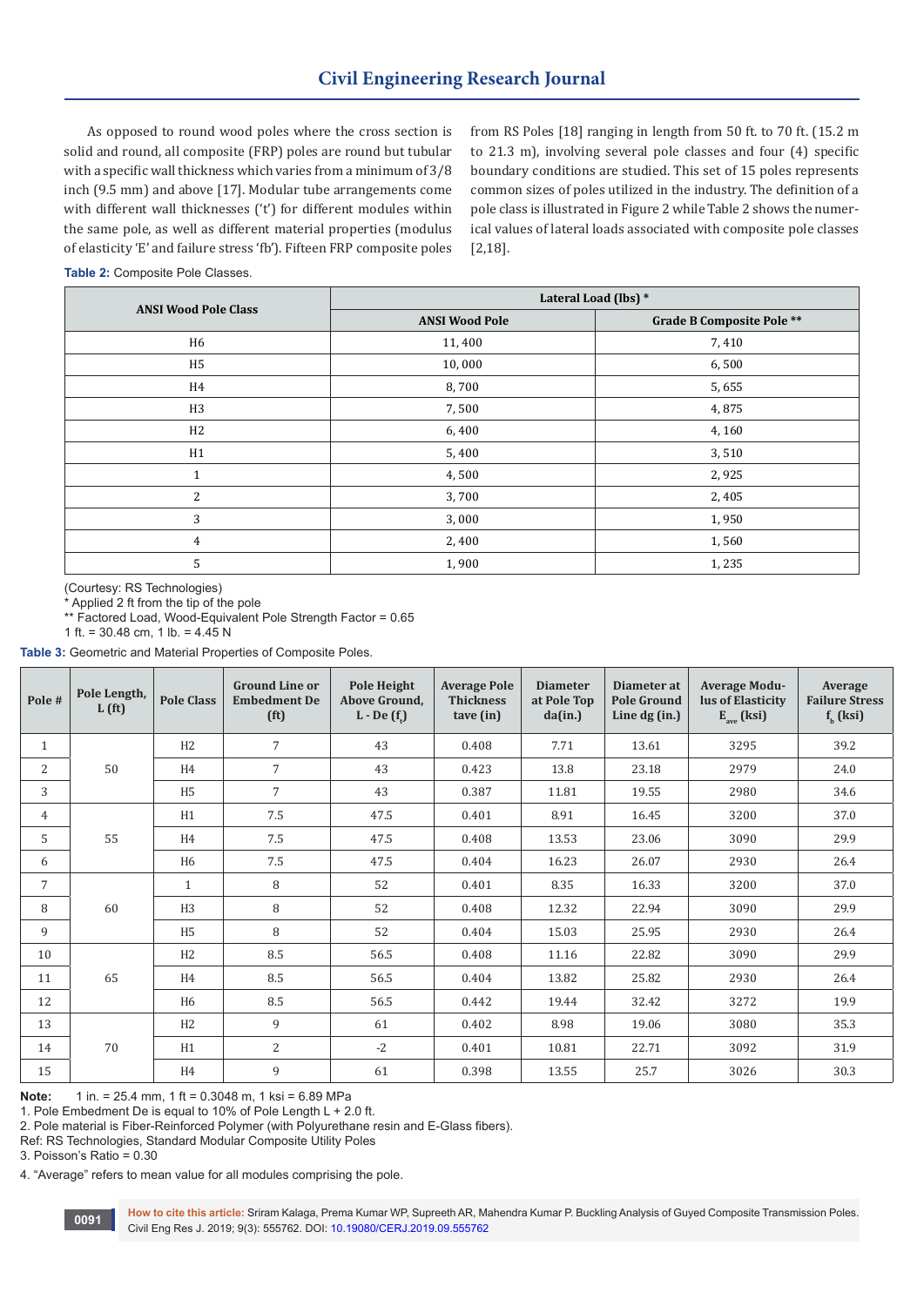As opposed to round wood poles where the cross section is solid and round, all composite (FRP) poles are round but tubular with a specific wall thickness which varies from a minimum of 3/8 inch (9.5 mm) and above [17]. Modular tube arrangements come with different wall thicknesses ('t') for different modules within the same pole, as well as different material properties (modulus of elasticity 'E' and failure stress 'fb'). Fifteen FRP composite poles from RS Poles [18] ranging in length from 50 ft. to 70 ft. (15.2 m to 21.3 m), involving several pole classes and four (4) specific boundary conditions are studied. This set of 15 poles represents common sizes of poles utilized in the industry. The definition of a pole class is illustrated in Figure 2 while Table 2 shows the numerical values of lateral loads associated with composite pole classes [2,18].

**Table 2:** Composite Pole Classes.

| ANSI Wood Pole Class | Lateral Load (lbs) * | |
|---|---|---|
| | ANSI Wood Pole | Grade B Composite Pole ** |
| H6 | 11, 400 | 7, 410 |
| H5 | 10, 000 | 6, 500 |
| H4 | 8, 700 | 5, 655 |
| H3 | 7, 500 | 4, 875 |
| H2 | 6, 400 | 4, 160 |
| H1 | 5, 400 | 3, 510 |
| 1 | 4, 500 | 2, 925 |
| 2 | 3, 700 | 2, 405 |
| 3 | 3, 000 | 1, 950 |
| 4 | 2, 400 | 1, 560 |
| 5 | 1, 900 | 1, 235 |

(Courtesy: RS Technologies)
* Applied 2 ft from the tip of the pole
** Factored Load, Wood-Equivalent Pole Strength Factor = 0.65
1 ft. = 30.48 cm, 1 lb. = 4.45 N

**Table 3:** Geometric and Material Properties of Composite Poles.

| Pole # | Pole Length, L (ft) | Pole Class | Ground Line or Embedment De (ft) | Pole Height Above Ground, L - De ($f_t$) | Average Pole Thickness tave (in) | Diameter at Pole Top da(in.) | Diameter at Pole Ground Line dg (in.) | Average Modulus of Elasticity $E_{ave}$ (ksi) | Average Failure Stress $f_b$ (ksi) |
|---|---|---|---|---|---|---|---|---|---|
| 1 | 50 | H2 | 7 | 43 | 0.408 | 7.71 | 13.61 | 3295 | 39.2 |
| 2 | | H4 | 7 | 43 | 0.423 | 13.8 | 23.18 | 2979 | 24.0 |
| 3 | | H5 | 7 | 43 | 0.387 | 11.81 | 19.55 | 2980 | 34.6 |
| 4 | 55 | H1 | 7.5 | 47.5 | 0.401 | 8.91 | 16.45 | 3200 | 37.0 |
| 5 | | H4 | 7.5 | 47.5 | 0.408 | 13.53 | 23.06 | 3090 | 29.9 |
| 6 | | H6 | 7.5 | 47.5 | 0.404 | 16.23 | 26.07 | 2930 | 26.4 |
| 7 | 60 | 1 | 8 | 52 | 0.401 | 8.35 | 16.33 | 3200 | 37.0 |
| 8 | | H3 | 8 | 52 | 0.408 | 12.32 | 22.94 | 3090 | 29.9 |
| 9 | | H5 | 8 | 52 | 0.404 | 15.03 | 25.95 | 2930 | 26.4 |
| 10 | 65 | H2 | 8.5 | 56.5 | 0.408 | 11.16 | 22.82 | 3090 | 29.9 |
| 11 | | H4 | 8.5 | 56.5 | 0.404 | 13.82 | 25.82 | 2930 | 26.4 |
| 12 | | H6 | 8.5 | 56.5 | 0.442 | 19.44 | 32.42 | 3272 | 19.9 |
| 13 | 70 | H2 | 9 | 61 | 0.402 | 8.98 | 19.06 | 3080 | 35.3 |
| 14 | | H1 | 2 | -2 | 0.401 | 10.81 | 22.71 | 3092 | 31.9 |
| 15 | | H4 | 9 | 61 | 0.398 | 13.55 | 25.7 | 3026 | 30.3 |

**Note:** 1 in. = 25.4 mm, 1 ft = 0.3048 m, 1 ksi = 6.89 MPa
1. Pole Embedment De is equal to 10% of Pole Length L + 2.0 ft.
2. Pole material is Fiber-Reinforced Polymer (with Polyurethane resin and E-Glass fibers).
Ref: RS Technologies, Standard Modular Composite Utility Poles
3. Poisson's Ratio = 0.30
4. "Average" refers to mean value for all modules comprising the pole.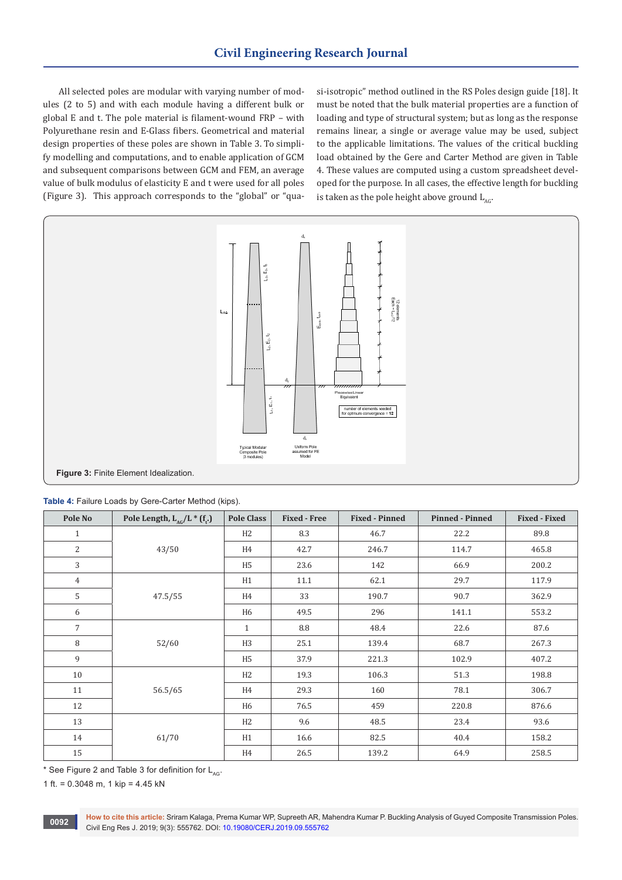All selected poles are modular with varying number of modules (2 to 5) and with each module having a different bulk or global E and t. The pole material is filament-wound FRP – with Polyurethane resin and E-Glass fibers. Geometrical and material design properties of these poles are shown in Table 3. To simplify modelling and computations, and to enable application of GCM and subsequent comparisons between GCM and FEM, an average value of bulk modulus of elasticity E and t were used for all poles (Figure 3). This approach corresponds to the "global" or "quasi-isotropic" method outlined in the RS Poles design guide [18]. It must be noted that the bulk material properties are a function of loading and type of structural system; but as long as the response remains linear, a single or average value may be used, subject to the applicable limitations. The values of the critical buckling load obtained by the Gere and Carter Method are given in Table 4. These values are computed using a custom spreadsheet developed for the purpose. In all cases, the effective length for buckling is taken as the pole height above ground $L_{AG}$.

Figure 3: Finite Element Idealization.

**Table 4:** Failure Loads by Gere-Carter Method (kips).

| Pole No | Pole Length, $L_{AG}/L$ * ($f_t$) | Pole Class | Fixed - Free | Fixed - Pinned | Pinned - Pinned | Fixed - Fixed |
|---|---|---|---|---|---|---|
| 1 | 43/50 | H2 | 8.3 | 46.7 | 22.2 | 89.8 |
| 2 | | H4 | 42.7 | 246.7 | 114.7 | 465.8 |
| 3 | | H5 | 23.6 | 142 | 66.9 | 200.2 |
| 4 | 47.5/55 | H1 | 11.1 | 62.1 | 29.7 | 117.9 |
| 5 | | H4 | 33 | 190.7 | 90.7 | 362.9 |
| 6 | | H6 | 49.5 | 296 | 141.1 | 553.2 |
| 7 | 52/60 | 1 | 8.8 | 48.4 | 22.6 | 87.6 |
| 8 | | H3 | 25.1 | 139.4 | 68.7 | 267.3 |
| 9 | | H5 | 37.9 | 221.3 | 102.9 | 407.2 |
| 10 | 56.5/65 | H2 | 19.3 | 106.3 | 51.3 | 198.8 |
| 11 | | H4 | 29.3 | 160 | 78.1 | 306.7 |
| 12 | | H6 | 76.5 | 459 | 220.8 | 876.6 |
| 13 | 61/70 | H2 | 9.6 | 48.5 | 23.4 | 93.6 |
| 14 | | H1 | 16.6 | 82.5 | 40.4 | 158.2 |
| 15 | | H4 | 26.5 | 139.2 | 64.9 | 258.5 |

* See Figure 2 and Table 3 for definition for $L_{AG}$.

1 ft. = 0.3048 m, 1 kip = 4.45 kN

**How to cite this article:** Sriram Kalaga, Prema Kumar WP, Supreeth AR, Mahendra Kumar P. Buckling Analysis of Guyed Composite Transmission Poles. Civil Eng Res J. 2019; 9(3): 555762. DOI: 10.19080/CERJ.2019.09.555762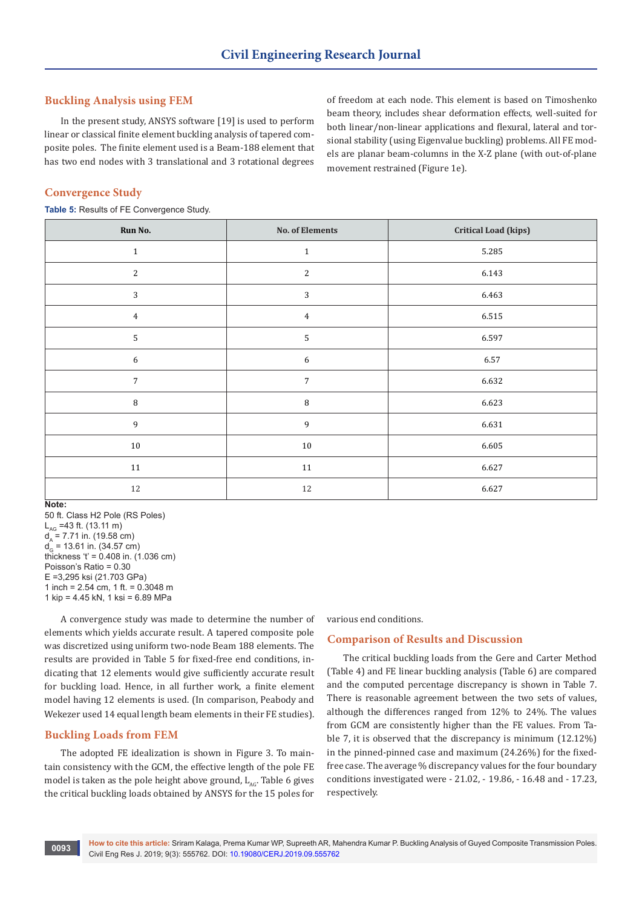## Buckling Analysis using FEM

In the present study, ANSYS software [19] is used to perform linear or classical finite element buckling analysis of tapered composite poles. The finite element used is a Beam-188 element that has two end nodes with 3 translational and 3 rotational degrees of freedom at each node. This element is based on Timoshenko beam theory, includes shear deformation effects, well-suited for both linear/non-linear applications and flexural, lateral and torsional stability (using Eigenvalue buckling) problems. All FE models are planar beam-columns in the X-Z plane (with out-of-plane movement restrained (Figure 1e).

## Convergence Study

**Table 5:** Results of FE Convergence Study.

| Run No. | No. of Elements | Critical Load (kips) |
|---|---|---|
| 1 | 1 | 5.285 |
| 2 | 2 | 6.143 |
| 3 | 3 | 6.463 |
| 4 | 4 | 6.515 |
| 5 | 5 | 6.597 |
| 6 | 6 | 6.57 |
| 7 | 7 | 6.632 |
| 8 | 8 | 6.623 |
| 9 | 9 | 6.631 |
| 10 | 10 | 6.605 |
| 11 | 11 | 6.627 |
| 12 | 12 | 6.627 |

**Note:**
50 ft. Class H2 Pole (RS Poles)
$L_{AG}$ =43 ft. (13.11 m)
$d_A$ = 7.71 in. (19.58 cm)
$d_G$ = 13.61 in. (34.57 cm)
thickness 't' = 0.408 in. (1.036 cm)
Poisson's Ratio = 0.30
E =3,295 ksi (21.703 GPa)
1 inch = 2.54 cm, 1 ft. = 0.3048 m
1 kip = 4.45 kN, 1 ksi = 6.89 MPa

A convergence study was made to determine the number of elements which yields accurate result. A tapered composite pole was discretized using uniform two-node Beam 188 elements. The results are provided in Table 5 for fixed-free end conditions, indicating that 12 elements would give sufficiently accurate result for buckling load. Hence, in all further work, a finite element model having 12 elements is used. (In comparison, Peabody and Wekezer used 14 equal length beam elements in their FE studies).

## Buckling Loads from FEM

The adopted FE idealization is shown in Figure 3. To maintain consistency with the GCM, the effective length of the pole FE model is taken as the pole height above ground, $L_{AG}$. Table 6 gives the critical buckling loads obtained by ANSYS for the 15 poles for various end conditions.

## Comparison of Results and Discussion

The critical buckling loads from the Gere and Carter Method (Table 4) and FE linear buckling analysis (Table 6) are compared and the computed percentage discrepancy is shown in Table 7. There is reasonable agreement between the two sets of values, although the differences ranged from 12% to 24%. The values from GCM are consistently higher than the FE values. From Table 7, it is observed that the discrepancy is minimum (12.12%) in the pinned-pinned case and maximum (24.26%) for the fixed-free case. The average % discrepancy values for the four boundary conditions investigated were - 21.02, - 19.86, - 16.48 and - 17.23, respectively.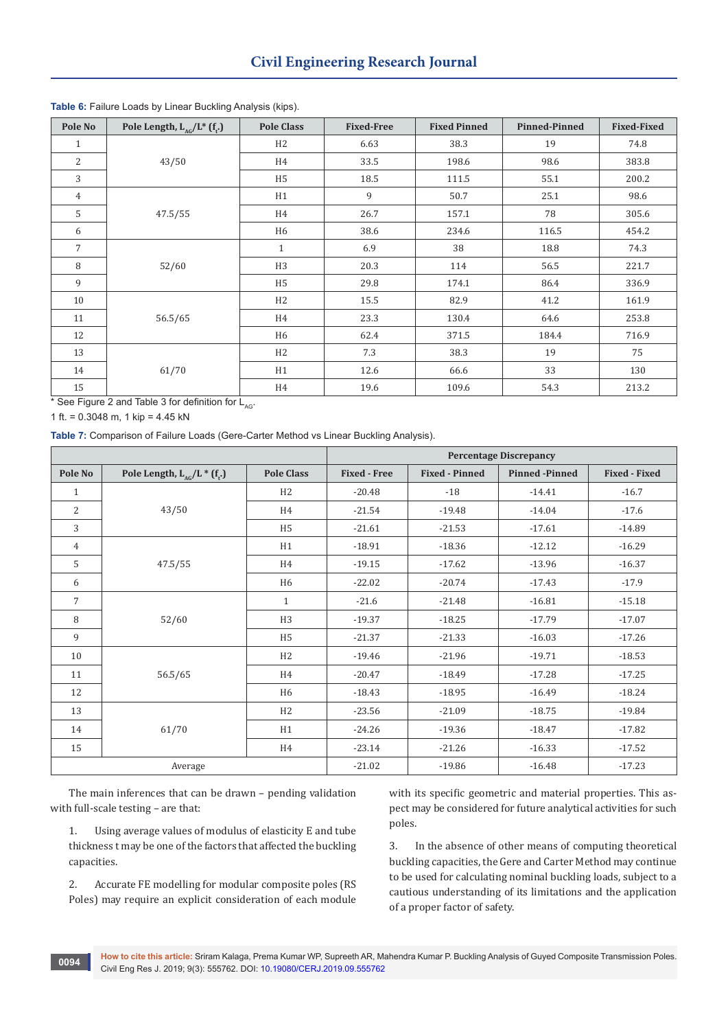**Table 6:** Failure Loads by Linear Buckling Analysis (kips).

| Pole No | Pole Length, $L_{AG}$/L* ($f_t$) | Pole Class | Fixed-Free | Fixed Pinned | Pinned-Pinned | Fixed-Fixed |
|---|---|---|---|---|---|---|
| 1 | 43/50 | H2 | 6.63 | 38.3 | 19 | 74.8 |
| 2 | | H4 | 33.5 | 198.6 | 98.6 | 383.8 |
| 3 | | H5 | 18.5 | 111.5 | 55.1 | 200.2 |
| 4 | 47.5/55 | H1 | 9 | 50.7 | 25.1 | 98.6 |
| 5 | | H4 | 26.7 | 157.1 | 78 | 305.6 |
| 6 | | H6 | 38.6 | 234.6 | 116.5 | 454.2 |
| 7 | 52/60 | 1 | 6.9 | 38 | 18.8 | 74.3 |
| 8 | | H3 | 20.3 | 114 | 56.5 | 221.7 |
| 9 | | H5 | 29.8 | 174.1 | 86.4 | 336.9 |
| 10 | 56.5/65 | H2 | 15.5 | 82.9 | 41.2 | 161.9 |
| 11 | | H4 | 23.3 | 130.4 | 64.6 | 253.8 |
| 12 | | H6 | 62.4 | 371.5 | 184.4 | 716.9 |
| 13 | 61/70 | H2 | 7.3 | 38.3 | 19 | 75 |
| 14 | | H1 | 12.6 | 66.6 | 33 | 130 |
| 15 | | H4 | 19.6 | 109.6 | 54.3 | 213.2 |

\* See Figure 2 and Table 3 for definition for $L_{AG}$.

1 ft. = 0.3048 m, 1 kip = 4.45 kN

**Table 7:** Comparison of Failure Loads (Gere-Carter Method vs Linear Buckling Analysis).

| | | | Percentage Discrepancy | | | |
|---|---|---|---|---|---|---|
| Pole No | Pole Length, $L_{AG}$/L * ($f_t$) | Pole Class | Fixed - Free | Fixed - Pinned | Pinned -Pinned | Fixed - Fixed |
| 1 | 43/50 | H2 | -20.48 | -18 | -14.41 | -16.7 |
| 2 | | H4 | -21.54 | -19.48 | -14.04 | -17.6 |
| 3 | | H5 | -21.61 | -21.53 | -17.61 | -14.89 |
| 4 | 47.5/55 | H1 | -18.91 | -18.36 | -12.12 | -16.29 |
| 5 | | H4 | -19.15 | -17.62 | -13.96 | -16.37 |
| 6 | | H6 | -22.02 | -20.74 | -17.43 | -17.9 |
| 7 | 52/60 | 1 | -21.6 | -21.48 | -16.81 | -15.18 |
| 8 | | H3 | -19.37 | -18.25 | -17.79 | -17.07 |
| 9 | | H5 | -21.37 | -21.33 | -16.03 | -17.26 |
| 10 | 56.5/65 | H2 | -19.46 | -21.96 | -19.71 | -18.53 |
| 11 | | H4 | -20.47 | -18.49 | -17.28 | -17.25 |
| 12 | | H6 | -18.43 | -18.95 | -16.49 | -18.24 |
| 13 | 61/70 | H2 | -23.56 | -21.09 | -18.75 | -19.84 |
| 14 | | H1 | -24.26 | -19.36 | -18.47 | -17.82 |
| 15 | | H4 | -23.14 | -21.26 | -16.33 | -17.52 |
| Average | | | -21.02 | -19.86 | -16.48 | -17.23 |

The main inferences that can be drawn – pending validation with full-scale testing – are that:

1. Using average values of modulus of elasticity E and tube thickness t may be one of the factors that affected the buckling capacities.

2. Accurate FE modelling for modular composite poles (RS Poles) may require an explicit consideration of each module with its specific geometric and material properties. This aspect may be considered for future analytical activities for such poles.

3. In the absence of other means of computing theoretical buckling capacities, the Gere and Carter Method may continue to be used for calculating nominal buckling loads, subject to a cautious understanding of its limitations and the application of a proper factor of safety.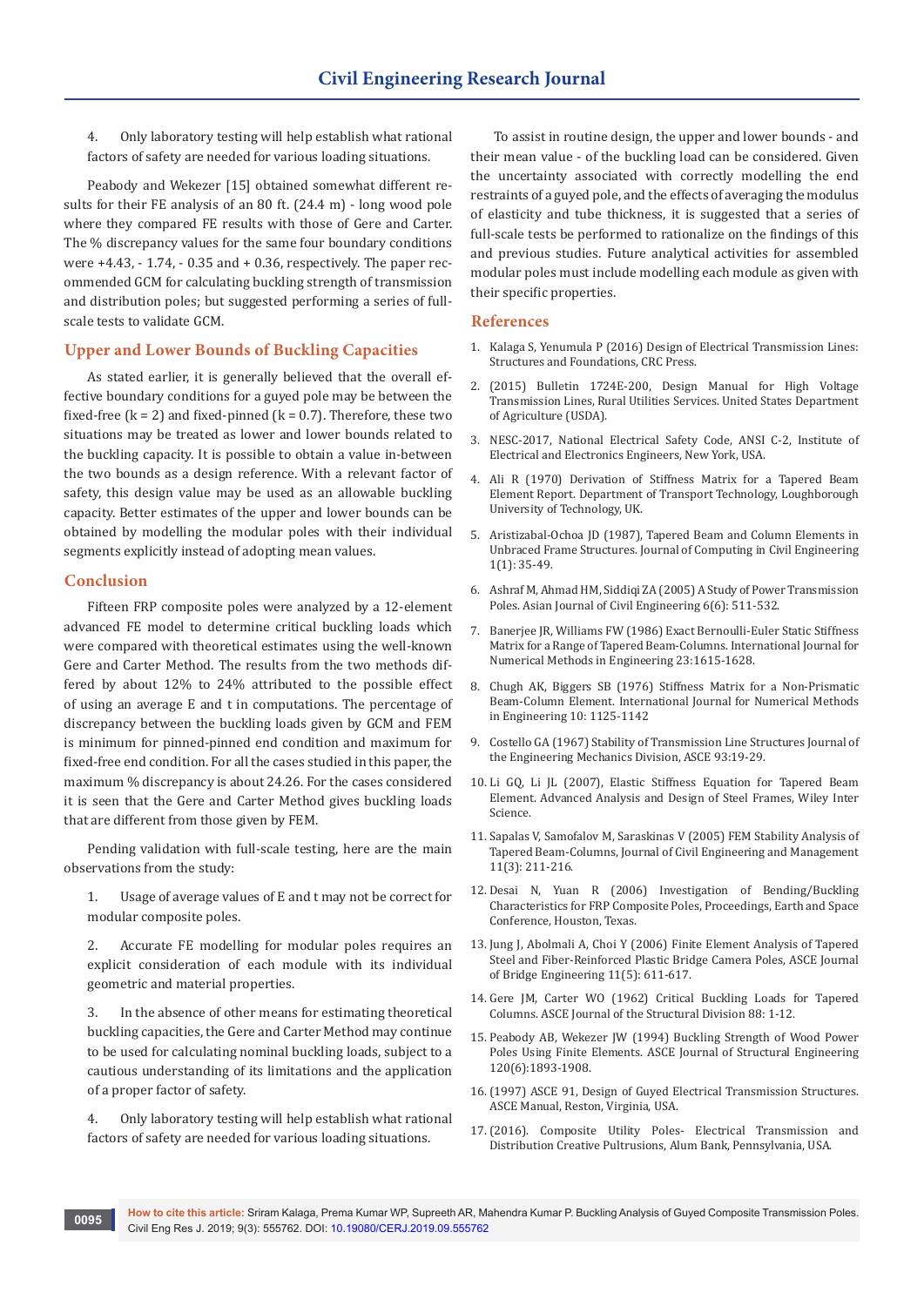4. Only laboratory testing will help establish what rational factors of safety are needed for various loading situations.

Peabody and Wekezer [15] obtained somewhat different results for their FE analysis of an 80 ft. (24.4 m) - long wood pole where they compared FE results with those of Gere and Carter. The % discrepancy values for the same four boundary conditions were +4.43, - 1.74, - 0.35 and + 0.36, respectively. The paper recommended GCM for calculating buckling strength of transmission and distribution poles; but suggested performing a series of full-scale tests to validate GCM.

## Upper and Lower Bounds of Buckling Capacities

As stated earlier, it is generally believed that the overall effective boundary conditions for a guyed pole may be between the fixed-free (k = 2) and fixed-pinned (k = 0.7). Therefore, these two situations may be treated as lower and lower bounds related to the buckling capacity. It is possible to obtain a value in-between the two bounds as a design reference. With a relevant factor of safety, this design value may be used as an allowable buckling capacity. Better estimates of the upper and lower bounds can be obtained by modelling the modular poles with their individual segments explicitly instead of adopting mean values.

## Conclusion

Fifteen FRP composite poles were analyzed by a 12-element advanced FE model to determine critical buckling loads which were compared with theoretical estimates using the well-known Gere and Carter Method. The results from the two methods differed by about 12% to 24% attributed to the possible effect of using an average E and t in computations. The percentage of discrepancy between the buckling loads given by GCM and FEM is minimum for pinned-pinned end condition and maximum for fixed-free end condition. For all the cases studied in this paper, the maximum % discrepancy is about 24.26. For the cases considered it is seen that the Gere and Carter Method gives buckling loads that are different from those given by FEM.

Pending validation with full-scale testing, here are the main observations from the study:

1. Usage of average values of E and t may not be correct for modular composite poles.

2. Accurate FE modelling for modular poles requires an explicit consideration of each module with its individual geometric and material properties.

3. In the absence of other means for estimating theoretical buckling capacities, the Gere and Carter Method may continue to be used for calculating nominal buckling loads, subject to a cautious understanding of its limitations and the application of a proper factor of safety.

4. Only laboratory testing will help establish what rational factors of safety are needed for various loading situations.

To assist in routine design, the upper and lower bounds - and their mean value - of the buckling load can be considered. Given the uncertainty associated with correctly modelling the end restraints of a guyed pole, and the effects of averaging the modulus of elasticity and tube thickness, it is suggested that a series of full-scale tests be performed to rationalize on the findings of this and previous studies. Future analytical activities for assembled modular poles must include modelling each module as given with their specific properties.

## References

1. Kalaga S, Yenumula P (2016) Design of Electrical Transmission Lines: Structures and Foundations, CRC Press.
2. (2015) Bulletin 1724E-200, Design Manual for High Voltage Transmission Lines, Rural Utilities Services. United States Department of Agriculture (USDA).
3. NESC-2017, National Electrical Safety Code, ANSI C-2, Institute of Electrical and Electronics Engineers, New York, USA.
4. Ali R (1970) Derivation of Stiffness Matrix for a Tapered Beam Element Report. Department of Transport Technology, Loughborough University of Technology, UK.
5. Aristizabal-Ochoa JD (1987), Tapered Beam and Column Elements in Unbraced Frame Structures. Journal of Computing in Civil Engineering 1(1): 35-49.
6. Ashraf M, Ahmad HM, Siddiqi ZA (2005) A Study of Power Transmission Poles. Asian Journal of Civil Engineering 6(6): 511-532.
7. Banerjee JR, Williams FW (1986) Exact Bernoulli-Euler Static Stiffness Matrix for a Range of Tapered Beam-Columns. International Journal for Numerical Methods in Engineering 23:1615-1628.
8. Chugh AK, Biggers SB (1976) Stiffness Matrix for a Non-Prismatic Beam-Column Element. International Journal for Numerical Methods in Engineering 10: 1125-1142
9. Costello GA (1967) Stability of Transmission Line Structures Journal of the Engineering Mechanics Division, ASCE 93:19-29.
10. Li GQ, Li JL (2007), Elastic Stiffness Equation for Tapered Beam Element. Advanced Analysis and Design of Steel Frames, Wiley Inter Science.
11. Sapalas V, Samofalov M, Saraskinas V (2005) FEM Stability Analysis of Tapered Beam-Columns, Journal of Civil Engineering and Management 11(3): 211-216.
12. Desai N, Yuan R (2006) Investigation of Bending/Buckling Characteristics for FRP Composite Poles, Proceedings, Earth and Space Conference, Houston, Texas.
13. Jung J, Abolmali A, Choi Y (2006) Finite Element Analysis of Tapered Steel and Fiber-Reinforced Plastic Bridge Camera Poles, ASCE Journal of Bridge Engineering 11(5): 611-617.
14. Gere JM, Carter WO (1962) Critical Buckling Loads for Tapered Columns. ASCE Journal of the Structural Division 88: 1-12.
15. Peabody AB, Wekezer JW (1994) Buckling Strength of Wood Power Poles Using Finite Elements. ASCE Journal of Structural Engineering 120(6):1893-1908.
16. (1997) ASCE 91, Design of Guyed Electrical Transmission Structures. ASCE Manual, Reston, Virginia, USA.
17. (2016). Composite Utility Poles- Electrical Transmission and Distribution Creative Pultrusions, Alum Bank, Pennsylvania, USA.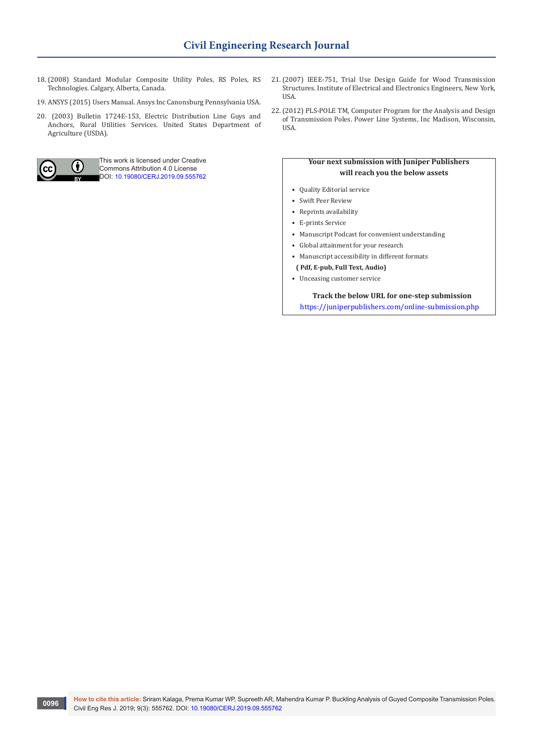18. (2008) Standard Modular Composite Utility Poles, RS Poles, RS Technologies. Calgary, Alberta, Canada.
19. ANSYS (2015) Users Manual. Ansys Inc Canonsburg Pennsylvania USA.
20. (2003) Bulletin 1724E-153, Electric Distribution Line Guys and Anchors, Rural Utilities Services. United States Department of Agriculture (USDA).
21. (2007) IEEE-751, Trial Use Design Guide for Wood Transmission Structures. Institute of Electrical and Electronics Engineers, New York, USA.
22. (2012) PLS-POLE TM, Computer Program for the Analysis and Design of Transmission Poles. Power Line Systems, Inc Madison, Wisconsin, USA.

This work is licensed under Creative Commons Attribution 4.0 License
DOI: 10.19080/CERJ.2019.09.555762

**Your next submission with Juniper Publishers will reach you the below assets**

- Quality Editorial service
- Swift Peer Review
- Reprints availability
- E-prints Service
- Manuscript Podcast for convenient understanding
- Global attainment for your research
- Manuscript accessibility in different formats

**( Pdf, E-pub, Full Text, Audio)**

- Unceasing customer service

**Track the below URL for one-step submission**
https://juniperpublishers.com/online-submission.php

**How to cite this article:** Sriram Kalaga, Prema Kumar WP, Supreeth AR, Mahendra Kumar P. Buckling Analysis of Guyed Composite Transmission Poles. Civil Eng Res J. 2019; 9(3): 555762. DOI: 10.19080/CERJ.2019.09.555762